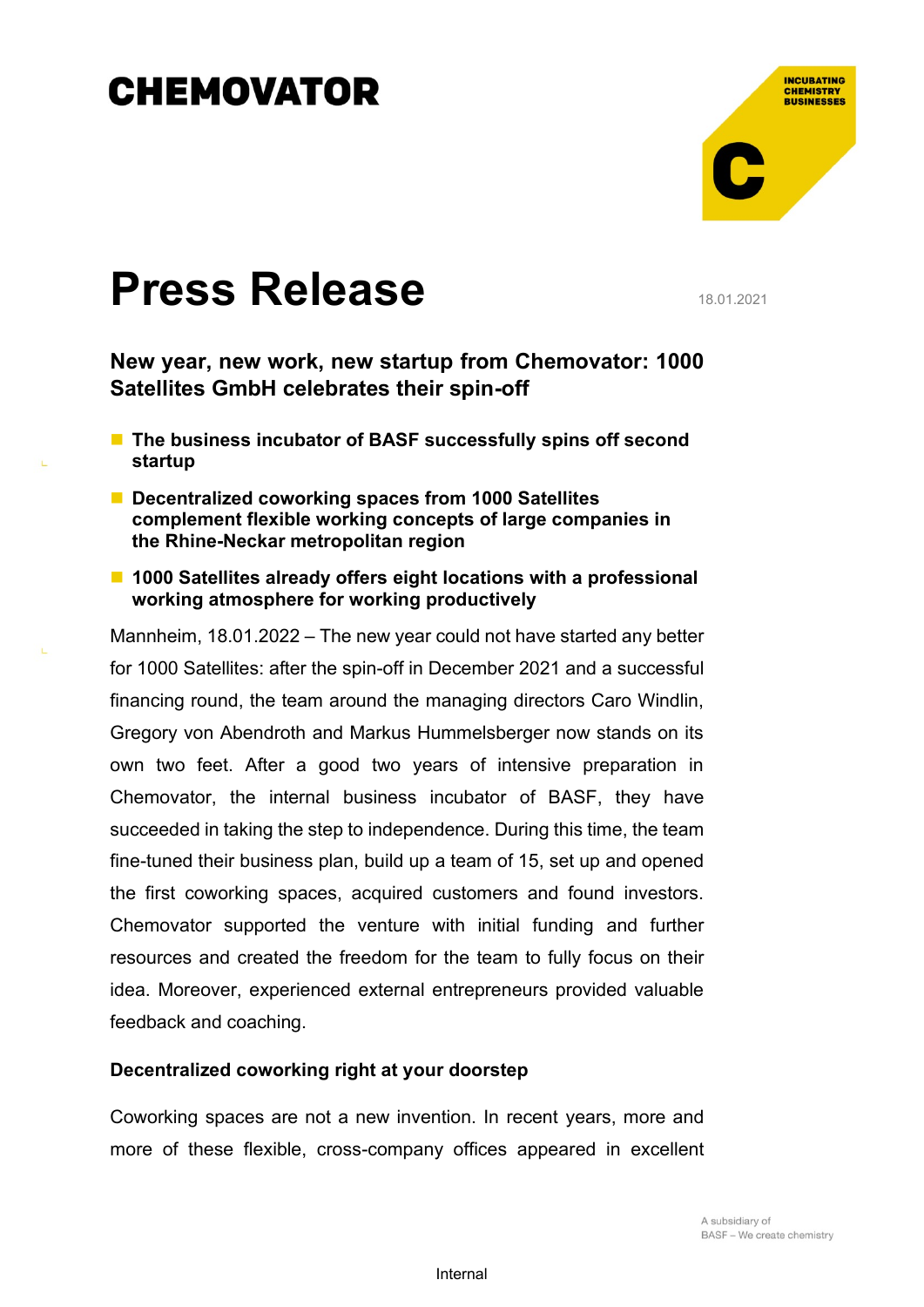# CHEMOVATOR

INCUBATING CHEMISTRY BUSINESSES

# Press Release

18.01.2021

## New year, new work, new startup from Chemovator: 1000 Satellites GmbH celebrates their spin-off

- **The business incubator of BASF successfully spins off second startup**
- **Decentralized coworking spaces from 1000 Satellites complement flexible working concepts of large companies in the Rhine-Neckar metropolitan region**
- **1000 Satellites already offers eight locations with a professional working atmosphere for working productively**

Mannheim, 18.01.2022 – The new year could not have started any better for 1000 Satellites: after the spin-off in December 2021 and a successful financing round, the team around the managing directors Caro Windlin, Gregory von Abendroth and Markus Hummelsberger now stands on its own two feet. After a good two years of intensive preparation in Chemovator, the internal business incubator of BASF, they have succeeded in taking the step to independence. During this time, the team fine-tuned their business plan, build up a team of 15, set up and opened the first coworking spaces, acquired customers and found investors. Chemovator supported the venture with initial funding and further resources and created the freedom for the team to fully focus on their idea. Moreover, experienced external entrepreneurs provided valuable feedback and coaching.

### Decentralized coworking right at your doorstep

Coworking spaces are not a new invention. In recent years, more and more of these flexible, cross-company offices appeared in excellent

A subsidiary of BASF – We create chemistry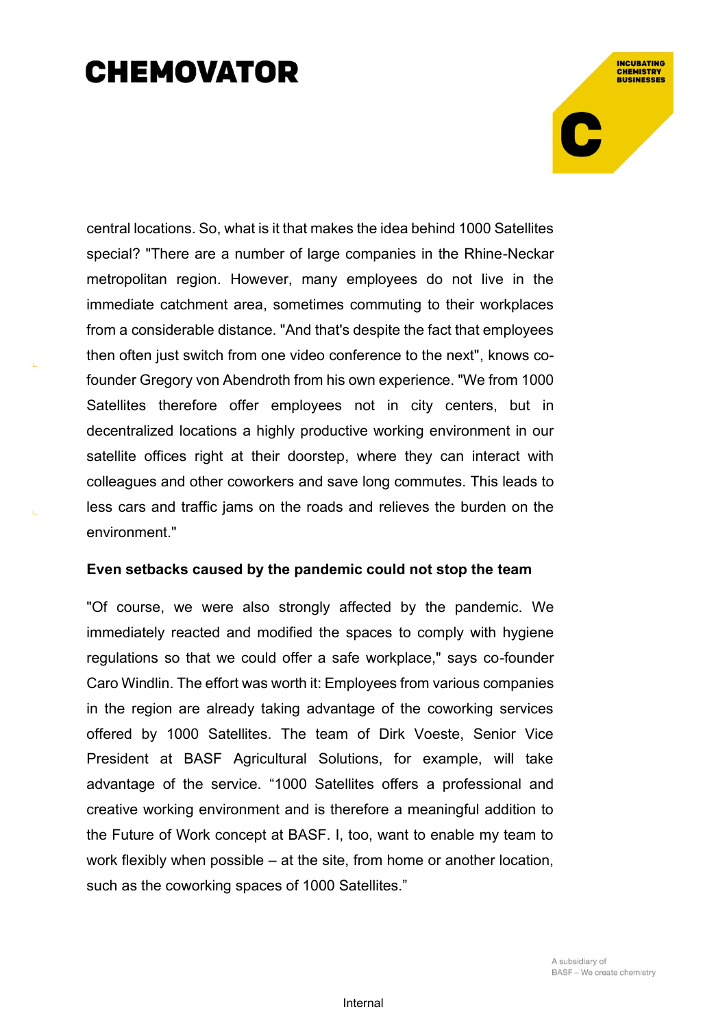central locations. So, what is it that makes the idea behind 1000 Satellites special? "There are a number of large companies in the Rhine-Neckar metropolitan region. However, many employees do not live in the immediate catchment area, sometimes commuting to their workplaces from a considerable distance. "And that's despite the fact that employees then often just switch from one video conference to the next", knows co-founder Gregory von Abendroth from his own experience. "We from 1000 Satellites therefore offer employees not in city centers, but in decentralized locations a highly productive working environment in our satellite offices right at their doorstep, where they can interact with colleagues and other coworkers and save long commutes. This leads to less cars and traffic jams on the roads and relieves the burden on the environment."

**Even setbacks caused by the pandemic could not stop the team**

"Of course, we were also strongly affected by the pandemic. We immediately reacted and modified the spaces to comply with hygiene regulations so that we could offer a safe workplace," says co-founder Caro Windlin. The effort was worth it: Employees from various companies in the region are already taking advantage of the coworking services offered by 1000 Satellites. The team of Dirk Voeste, Senior Vice President at BASF Agricultural Solutions, for example, will take advantage of the service. "1000 Satellites offers a professional and creative working environment and is therefore a meaningful addition to the Future of Work concept at BASF. I, too, want to enable my team to work flexibly when possible – at the site, from home or another location, such as the coworking spaces of 1000 Satellites."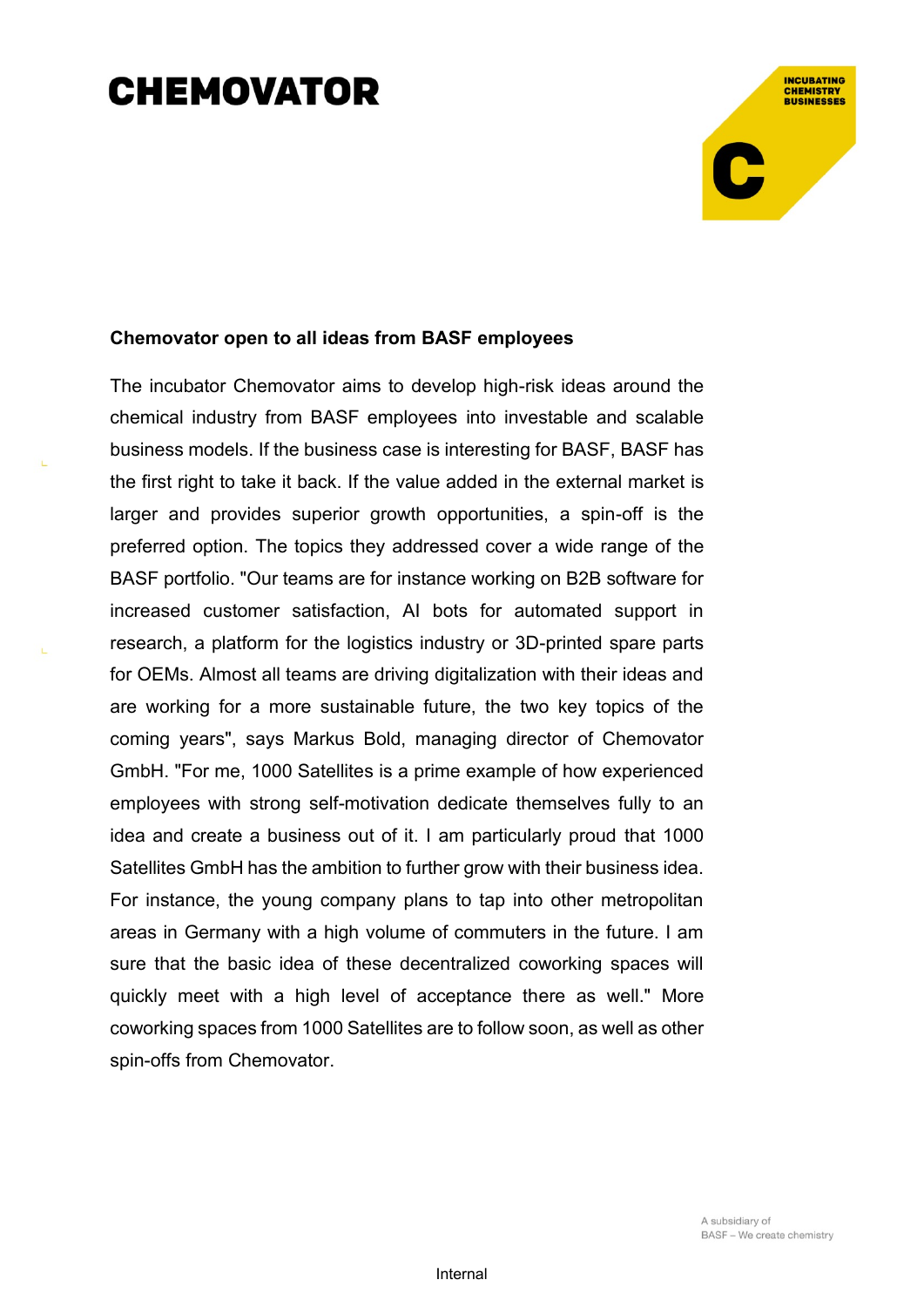## Chemovator open to all ideas from BASF employees

The incubator Chemovator aims to develop high-risk ideas around the chemical industry from BASF employees into investable and scalable business models. If the business case is interesting for BASF, BASF has the first right to take it back. If the value added in the external market is larger and provides superior growth opportunities, a spin-off is the preferred option. The topics they addressed cover a wide range of the BASF portfolio. "Our teams are for instance working on B2B software for increased customer satisfaction, AI bots for automated support in research, a platform for the logistics industry or 3D-printed spare parts for OEMs. Almost all teams are driving digitalization with their ideas and are working for a more sustainable future, the two key topics of the coming years", says Markus Bold, managing director of Chemovator GmbH. "For me, 1000 Satellites is a prime example of how experienced employees with strong self-motivation dedicate themselves fully to an idea and create a business out of it. I am particularly proud that 1000 Satellites GmbH has the ambition to further grow with their business idea. For instance, the young company plans to tap into other metropolitan areas in Germany with a high volume of commuters in the future. I am sure that the basic idea of these decentralized coworking spaces will quickly meet with a high level of acceptance there as well." More coworking spaces from 1000 Satellites are to follow soon, as well as other spin-offs from Chemovator.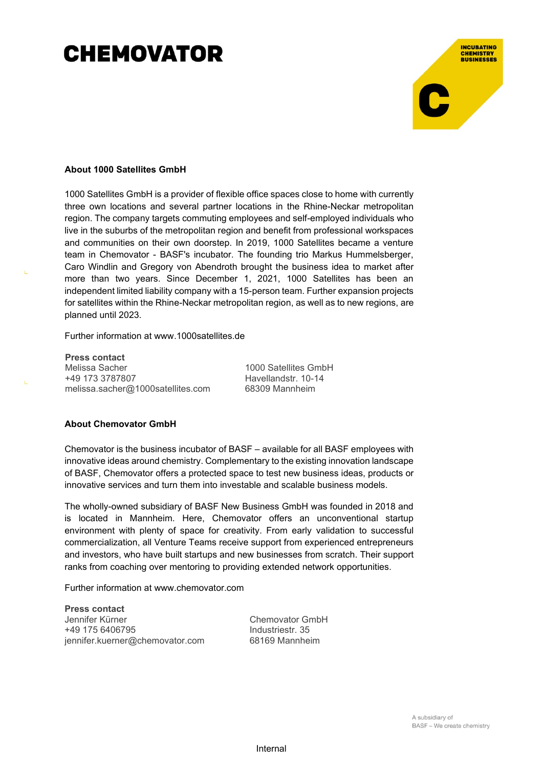## About 1000 Satellites GmbH

1000 Satellites GmbH is a provider of flexible office spaces close to home with currently three own locations and several partner locations in the Rhine-Neckar metropolitan region. The company targets commuting employees and self-employed individuals who live in the suburbs of the metropolitan region and benefit from professional workspaces and communities on their own doorstep. In 2019, 1000 Satellites became a venture team in Chemovator - BASF's incubator. The founding trio Markus Hummelsberger, Caro Windlin and Gregory von Abendroth brought the business idea to market after more than two years. Since December 1, 2021, 1000 Satellites has been an independent limited liability company with a 15-person team. Further expansion projects for satellites within the Rhine-Neckar metropolitan region, as well as to new regions, are planned until 2023.

Further information at www.1000satellites.de

**Press contact**
Melissa Sacher
+49 173 3787807
melissa.sacher@1000satellites.com

1000 Satellites GmbH
Havellandstr. 10-14
68309 Mannheim

## About Chemovator GmbH

Chemovator is the business incubator of BASF – available for all BASF employees with innovative ideas around chemistry. Complementary to the existing innovation landscape of BASF, Chemovator offers a protected space to test new business ideas, products or innovative services and turn them into investable and scalable business models.

The wholly-owned subsidiary of BASF New Business GmbH was founded in 2018 and is located in Mannheim. Here, Chemovator offers an unconventional startup environment with plenty of space for creativity. From early validation to successful commercialization, all Venture Teams receive support from experienced entrepreneurs and investors, who have built startups and new businesses from scratch. Their support ranks from coaching over mentoring to providing extended network opportunities.

Further information at www.chemovator.com

**Press contact**
Jennifer Kürner
+49 175 6406795
jennifer.kuerner@chemovator.com

Chemovator GmbH
Industriestr. 35
68169 Mannheim